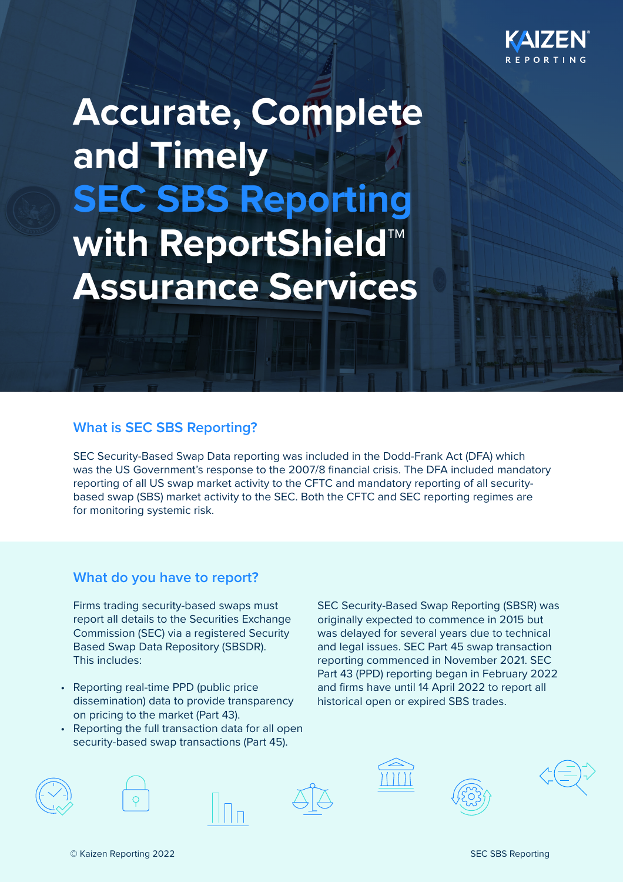# Accurate, Complete and Timely SEC SBS Reporting with ReportShield™ Assurance Services

## What is SEC SBS Reporting?

SEC Security-Based Swap Data reporting was included in the Dodd-Frank Act (DFA) which was the US Government's response to the 2007/8 financial crisis. The DFA included mandatory reporting of all US swap market activity to the CFTC and mandatory reporting of all security-based swap (SBS) market activity to the SEC. Both the CFTC and SEC reporting regimes are for monitoring systemic risk.

## What do you have to report?

Firms trading security-based swaps must report all details to the Securities Exchange Commission (SEC) via a registered Security Based Swap Data Repository (SBSDR). This includes:

- Reporting real-time PPD (public price dissemination) data to provide transparency on pricing to the market (Part 43).
- Reporting the full transaction data for all open security-based swap transactions (Part 45).

SEC Security-Based Swap Reporting (SBSR) was originally expected to commence in 2015 but was delayed for several years due to technical and legal issues. SEC Part 45 swap transaction reporting commenced in November 2021. SEC Part 43 (PPD) reporting began in February 2022 and firms have until 14 April 2022 to report all historical open or expired SBS trades.

© Kaizen Reporting 2022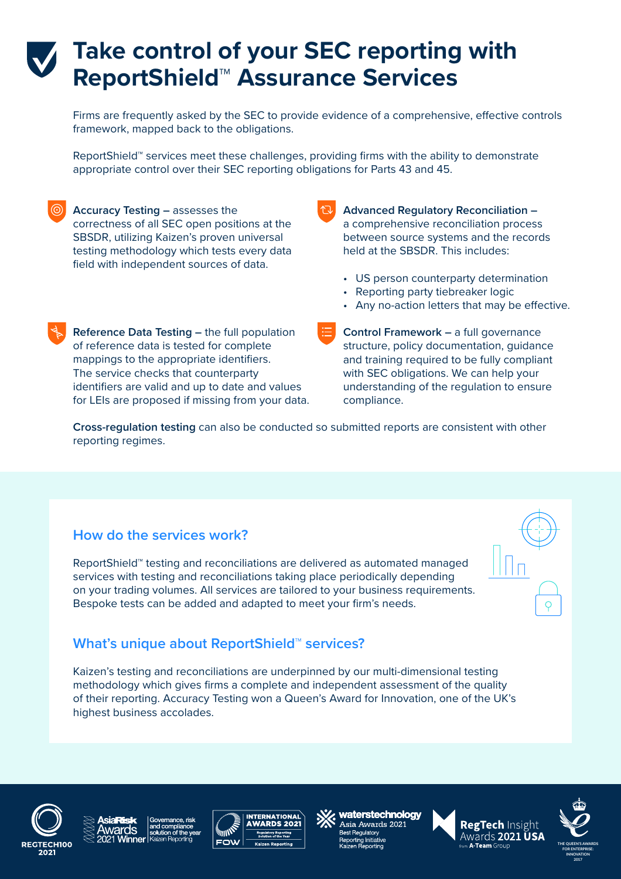# Take control of your SEC reporting with ReportShield™ Assurance Services

Firms are frequently asked by the SEC to provide evidence of a comprehensive, effective controls framework, mapped back to the obligations.

ReportShield™ services meet these challenges, providing firms with the ability to demonstrate appropriate control over their SEC reporting obligations for Parts 43 and 45.

**Accuracy Testing –** assesses the correctness of all SEC open positions at the SBSDR, utilizing Kaizen's proven universal testing methodology which tests every data field with independent sources of data.

**Reference Data Testing –** the full population of reference data is tested for complete mappings to the appropriate identifiers. The service checks that counterparty identifiers are valid and up to date and values for LEIs are proposed if missing from your data.

**Advanced Regulatory Reconciliation –** a comprehensive reconciliation process between source systems and the records held at the SBSDR. This includes:

- US person counterparty determination
- Reporting party tiebreaker logic
- Any no-action letters that may be effective.

**Control Framework –** a full governance structure, policy documentation, guidance and training required to be fully compliant with SEC obligations. We can help your understanding of the regulation to ensure compliance.

**Cross-regulation testing** can also be conducted so submitted reports are consistent with other reporting regimes.

## How do the services work?

ReportShield™ testing and reconciliations are delivered as automated managed services with testing and reconciliations taking place periodically depending on your trading volumes. All services are tailored to your business requirements. Bespoke tests can be added and adapted to meet your firm's needs.

## What's unique about ReportShield™ services?

Kaizen's testing and reconciliations are underpinned by our multi-dimensional testing methodology which gives firms a complete and independent assessment of the quality of their reporting. Accuracy Testing won a Queen's Award for Innovation, one of the UK's highest business accolades.

REGTECH100 2021 | AsiaRisk Awards 2021 Winner – Governance, risk and compliance solution of the year – Kaizen Reporting | FOW International Awards 2021 – Regulatory Reporting Solution of the Year – Kaizen Reporting | waterstechnology Asia Awards 2021 – Best Regulatory Reporting Initiative – Kaizen Reporting | RegTech Insight Awards 2021 USA from A-Team Group | The Queen's Awards for Enterprise: Innovation 2017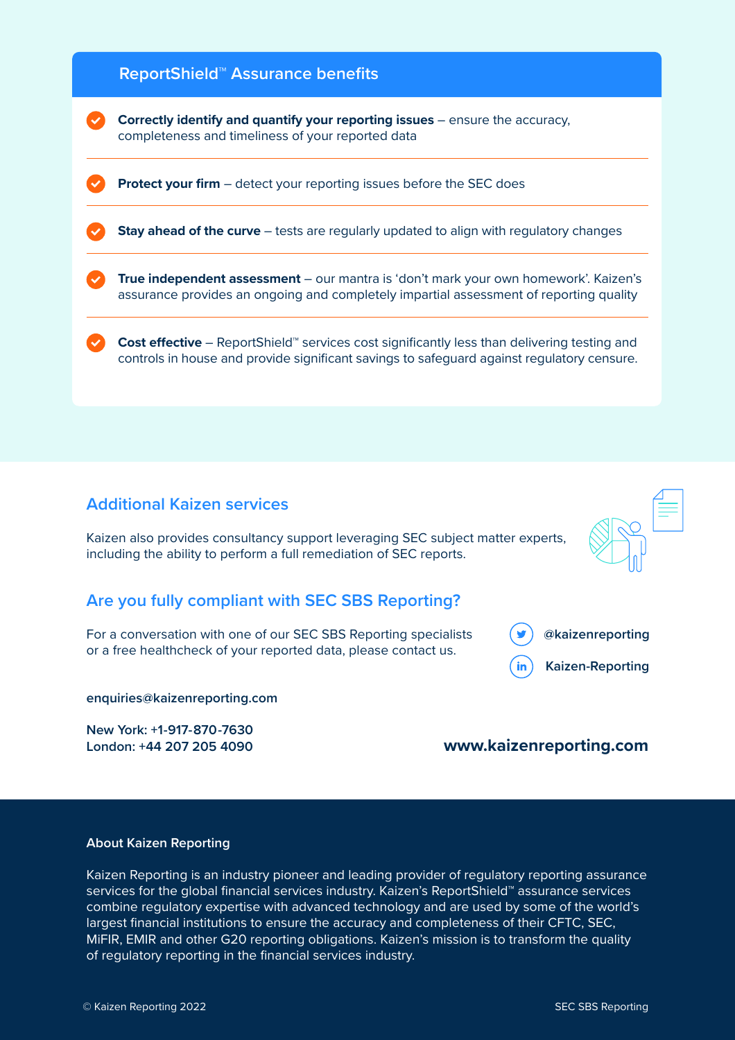## ReportShield™ Assurance benefits

- **Correctly identify and quantify your reporting issues** – ensure the accuracy, completeness and timeliness of your reported data
- **Protect your firm** – detect your reporting issues before the SEC does
- **Stay ahead of the curve** – tests are regularly updated to align with regulatory changes
- **True independent assessment** – our mantra is 'don't mark your own homework'. Kaizen's assurance provides an ongoing and completely impartial assessment of reporting quality
- **Cost effective** – ReportShield™ services cost significantly less than delivering testing and controls in house and provide significant savings to safeguard against regulatory censure.

## Additional Kaizen services

Kaizen also provides consultancy support leveraging SEC subject matter experts, including the ability to perform a full remediation of SEC reports.

## Are you fully compliant with SEC SBS Reporting?

For a conversation with one of our SEC SBS Reporting specialists or a free healthcheck of your reported data, please contact us.

@kaizenreporting

Kaizen-Reporting

**enquiries@kaizenreporting.com**

**New York: +1-917-870-7630**
**London: +44 207 205 4090**

**www.kaizenreporting.com**

### About Kaizen Reporting

Kaizen Reporting is an industry pioneer and leading provider of regulatory reporting assurance services for the global financial services industry. Kaizen's ReportShield™ assurance services combine regulatory expertise with advanced technology and are used by some of the world's largest financial institutions to ensure the accuracy and completeness of their CFTC, SEC, MiFIR, EMIR and other G20 reporting obligations. Kaizen's mission is to transform the quality of regulatory reporting in the financial services industry.

© Kaizen Reporting 2022